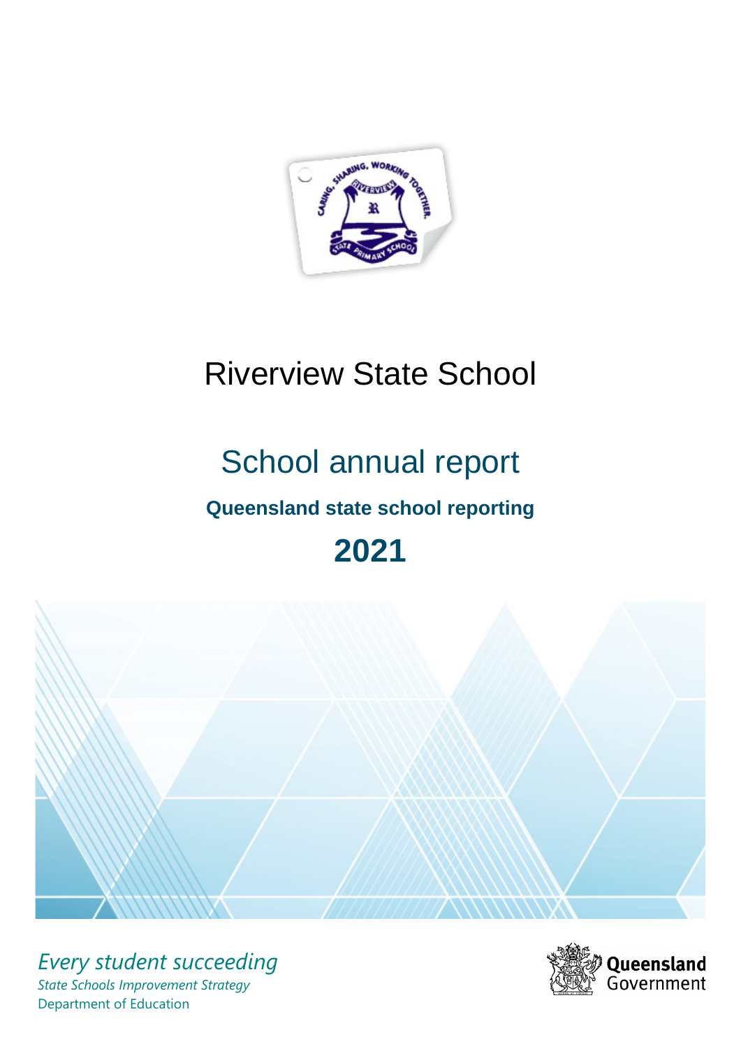# Riverview State School

## School annual report

### Queensland state school reporting

## 2021

*Every student succeeding*

*State Schools Improvement Strategy*

Department of Education

Queensland Government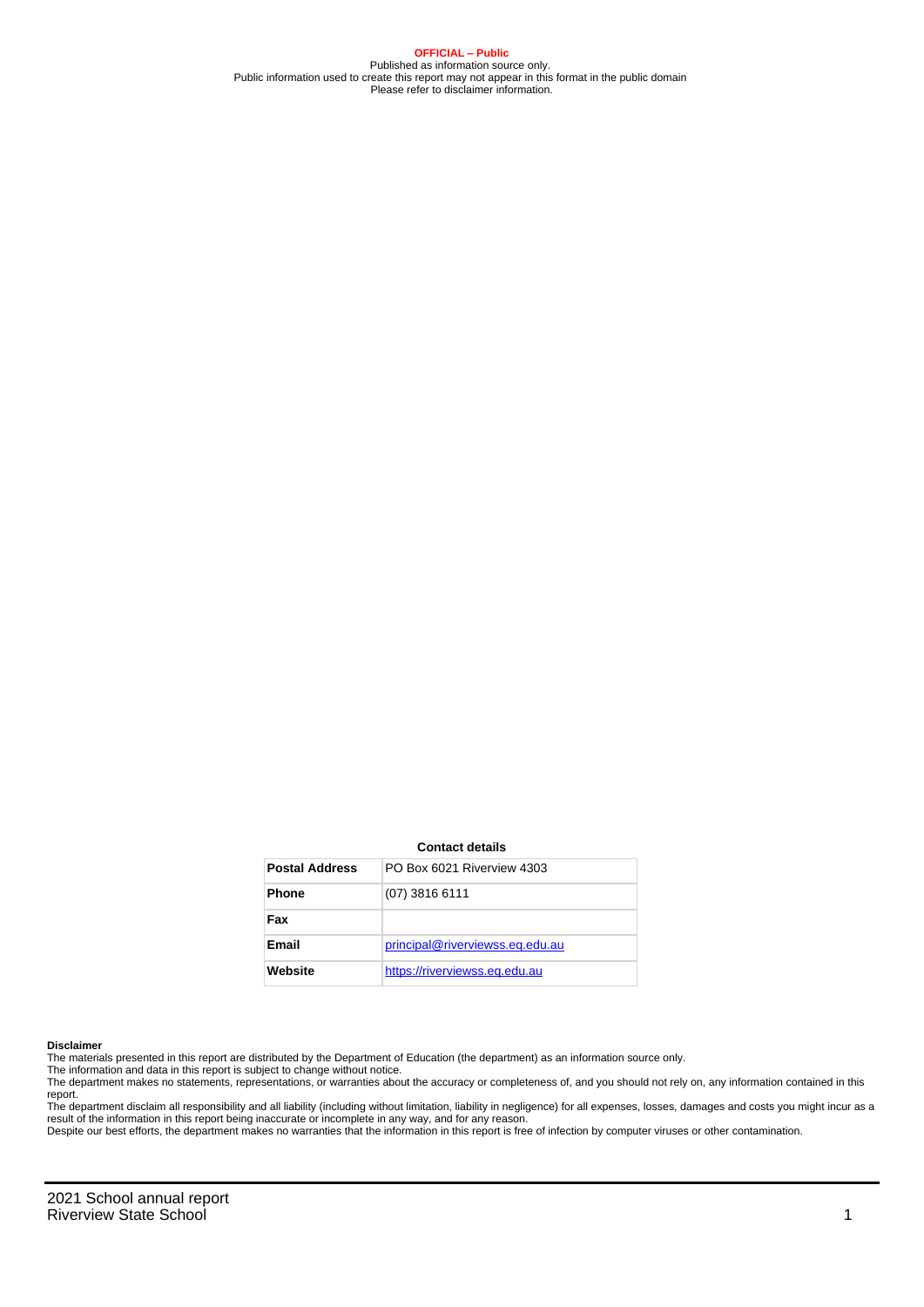**OFFICIAL – Public**
Published as information source only.
Public information used to create this report may not appear in this format in the public domain
Please refer to disclaimer information.

**Contact details**

| | |
|---|---|
| **Postal Address** | PO Box 6021 Riverview 4303 |
| **Phone** | (07) 3816 6111 |
| **Fax** | |
| **Email** | principal@riverviewss.eq.edu.au |
| **Website** | https://riverviewss.eq.edu.au |

**Disclaimer**

The materials presented in this report are distributed by the Department of Education (the department) as an information source only.

The information and data in this report is subject to change without notice.

The department makes no statements, representations, or warranties about the accuracy or completeness of, and you should not rely on, any information contained in this report.

The department disclaim all responsibility and all liability (including without limitation, liability in negligence) for all expenses, losses, damages and costs you might incur as a result of the information in this report being inaccurate or incomplete in any way, and for any reason.

Despite our best efforts, the department makes no warranties that the information in this report is free of infection by computer viruses or other contamination.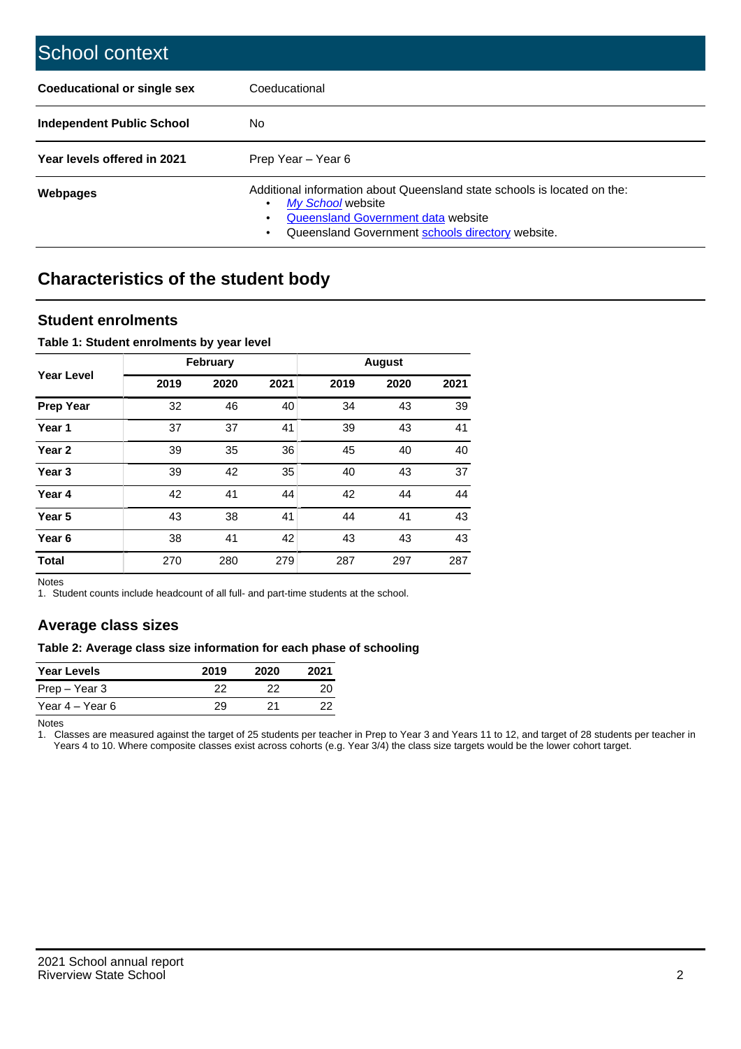# School context

| | |
|---|---|
| **Coeducational or single sex** | Coeducational |
| **Independent Public School** | No |
| **Year levels offered in 2021** | Prep Year – Year 6 |
| **Webpages** | Additional information about Queensland state schools is located on the: <br>• *My School* website <br>• Queensland Government data website <br>• Queensland Government schools directory website. |

## Characteristics of the student body

### Student enrolments

**Table 1: Student enrolments by year level**

| Year Level | February | | | August | | |
|---|---|---|---|---|---|---|
| | **2019** | **2020** | **2021** | **2019** | **2020** | **2021** |
| **Prep Year** | 32 | 46 | 40 | 34 | 43 | 39 |
| **Year 1** | 37 | 37 | 41 | 39 | 43 | 41 |
| **Year 2** | 39 | 35 | 36 | 45 | 40 | 40 |
| **Year 3** | 39 | 42 | 35 | 40 | 43 | 37 |
| **Year 4** | 42 | 41 | 44 | 42 | 44 | 44 |
| **Year 5** | 43 | 38 | 41 | 44 | 41 | 43 |
| **Year 6** | 38 | 41 | 42 | 43 | 43 | 43 |
| **Total** | 270 | 280 | 279 | 287 | 297 | 287 |

Notes
1. Student counts include headcount of all full- and part-time students at the school.

### Average class sizes

**Table 2: Average class size information for each phase of schooling**

| Year Levels | 2019 | 2020 | 2021 |
|---|---|---|---|
| Prep – Year 3 | 22 | 22 | 20 |
| Year 4 – Year 6 | 29 | 21 | 22 |

Notes
1. Classes are measured against the target of 25 students per teacher in Prep to Year 3 and Years 11 to 12, and target of 28 students per teacher in Years 4 to 10. Where composite classes exist across cohorts (e.g. Year 3/4) the class size targets would be the lower cohort target.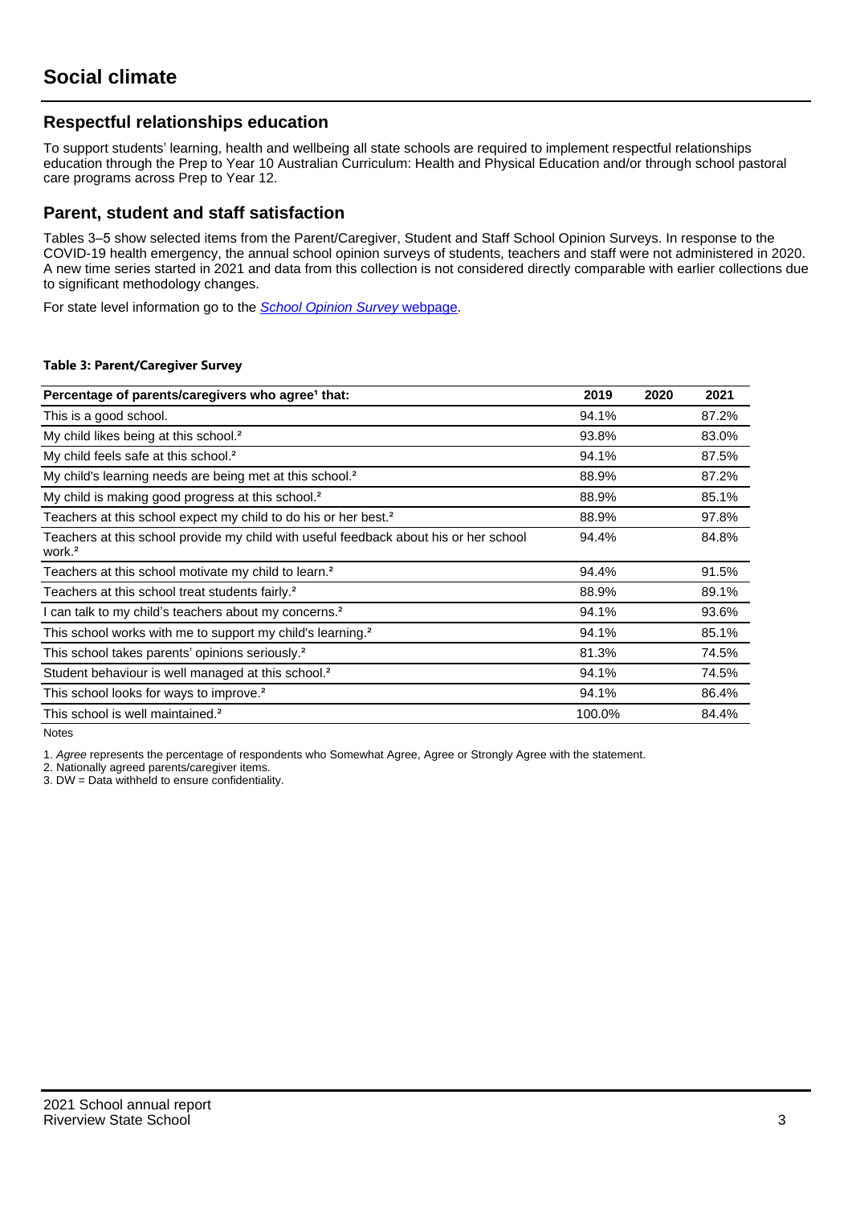# Social climate

## Respectful relationships education

To support students' learning, health and wellbeing all state schools are required to implement respectful relationships education through the Prep to Year 10 Australian Curriculum: Health and Physical Education and/or through school pastoral care programs across Prep to Year 12.

## Parent, student and staff satisfaction

Tables 3–5 show selected items from the Parent/Caregiver, Student and Staff School Opinion Surveys. In response to the COVID-19 health emergency, the annual school opinion surveys of students, teachers and staff were not administered in 2020. A new time series started in 2021 and data from this collection is not considered directly comparable with earlier collections due to significant methodology changes.

For state level information go to the *School Opinion Survey* webpage.

**Table 3: Parent/Caregiver Survey**

| Percentage of parents/caregivers who agree[1] that: | 2019 | 2020 | 2021 |
|---|---|---|---|
| This is a good school. | 94.1% | | 87.2% |
| My child likes being at this school.[2] | 93.8% | | 83.0% |
| My child feels safe at this school.[2] | 94.1% | | 87.5% |
| My child's learning needs are being met at this school.[2] | 88.9% | | 87.2% |
| My child is making good progress at this school.[2] | 88.9% | | 85.1% |
| Teachers at this school expect my child to do his or her best.[2] | 88.9% | | 97.8% |
| Teachers at this school provide my child with useful feedback about his or her school work.[2] | 94.4% | | 84.8% |
| Teachers at this school motivate my child to learn.[2] | 94.4% | | 91.5% |
| Teachers at this school treat students fairly.[2] | 88.9% | | 89.1% |
| I can talk to my child's teachers about my concerns.[2] | 94.1% | | 93.6% |
| This school works with me to support my child's learning.[2] | 94.1% | | 85.1% |
| This school takes parents' opinions seriously.[2] | 81.3% | | 74.5% |
| Student behaviour is well managed at this school.[2] | 94.1% | | 74.5% |
| This school looks for ways to improve.[2] | 94.1% | | 86.4% |
| This school is well maintained.[2] | 100.0% | | 84.4% |

Notes

1. *Agree* represents the percentage of respondents who Somewhat Agree, Agree or Strongly Agree with the statement.
2. Nationally agreed parents/caregiver items.
3. DW = Data withheld to ensure confidentiality.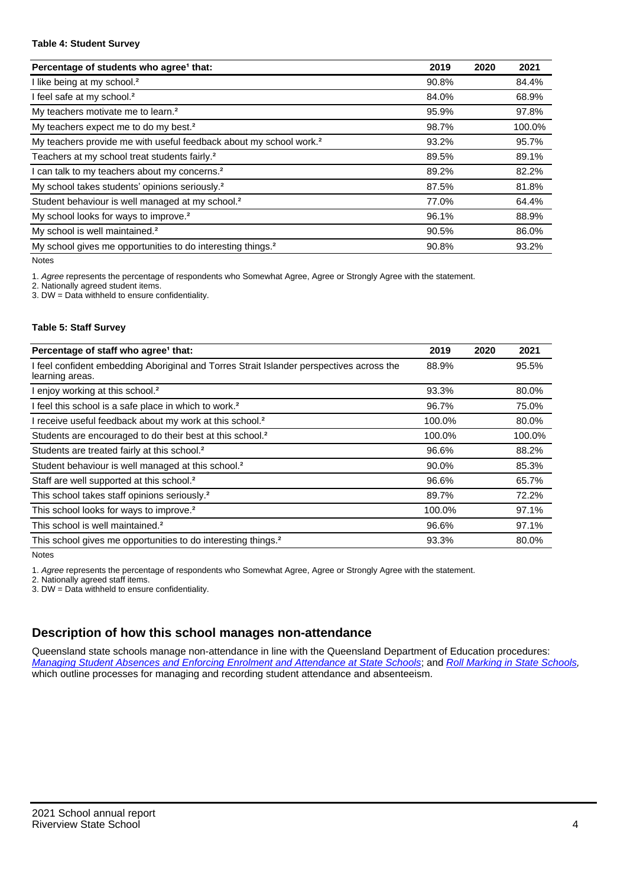**Table 4: Student Survey**

| Percentage of students who agree[1] that: | 2019 | 2020 | 2021 |
|---|---|---|---|
| I like being at my school.[2] | 90.8% | | 84.4% |
| I feel safe at my school.[2] | 84.0% | | 68.9% |
| My teachers motivate me to learn.[2] | 95.9% | | 97.8% |
| My teachers expect me to do my best.[2] | 98.7% | | 100.0% |
| My teachers provide me with useful feedback about my school work.[2] | 93.2% | | 95.7% |
| Teachers at my school treat students fairly.[2] | 89.5% | | 89.1% |
| I can talk to my teachers about my concerns.[2] | 89.2% | | 82.2% |
| My school takes students' opinions seriously.[2] | 87.5% | | 81.8% |
| Student behaviour is well managed at my school.[2] | 77.0% | | 64.4% |
| My school looks for ways to improve.[2] | 96.1% | | 88.9% |
| My school is well maintained.[2] | 90.5% | | 86.0% |
| My school gives me opportunities to do interesting things.[2] | 90.8% | | 93.2% |

Notes

1. *Agree* represents the percentage of respondents who Somewhat Agree, Agree or Strongly Agree with the statement.
2. Nationally agreed student items.
3. DW = Data withheld to ensure confidentiality.

**Table 5: Staff Survey**

| Percentage of staff who agree[1] that: | 2019 | 2020 | 2021 |
|---|---|---|---|
| I feel confident embedding Aboriginal and Torres Strait Islander perspectives across the learning areas. | 88.9% | | 95.5% |
| I enjoy working at this school.[2] | 93.3% | | 80.0% |
| I feel this school is a safe place in which to work.[2] | 96.7% | | 75.0% |
| I receive useful feedback about my work at this school.[2] | 100.0% | | 80.0% |
| Students are encouraged to do their best at this school.[2] | 100.0% | | 100.0% |
| Students are treated fairly at this school.[2] | 96.6% | | 88.2% |
| Student behaviour is well managed at this school.[2] | 90.0% | | 85.3% |
| Staff are well supported at this school.[2] | 96.6% | | 65.7% |
| This school takes staff opinions seriously.[2] | 89.7% | | 72.2% |
| This school looks for ways to improve.[2] | 100.0% | | 97.1% |
| This school is well maintained.[2] | 96.6% | | 97.1% |
| This school gives me opportunities to do interesting things.[2] | 93.3% | | 80.0% |

Notes

1. *Agree* represents the percentage of respondents who Somewhat Agree, Agree or Strongly Agree with the statement.
2. Nationally agreed staff items.
3. DW = Data withheld to ensure confidentiality.

## Description of how this school manages non-attendance

Queensland state schools manage non-attendance in line with the Queensland Department of Education procedures: *Managing Student Absences and Enforcing Enrolment and Attendance at State Schools*; and *Roll Marking in State Schools,* which outline processes for managing and recording student attendance and absenteeism.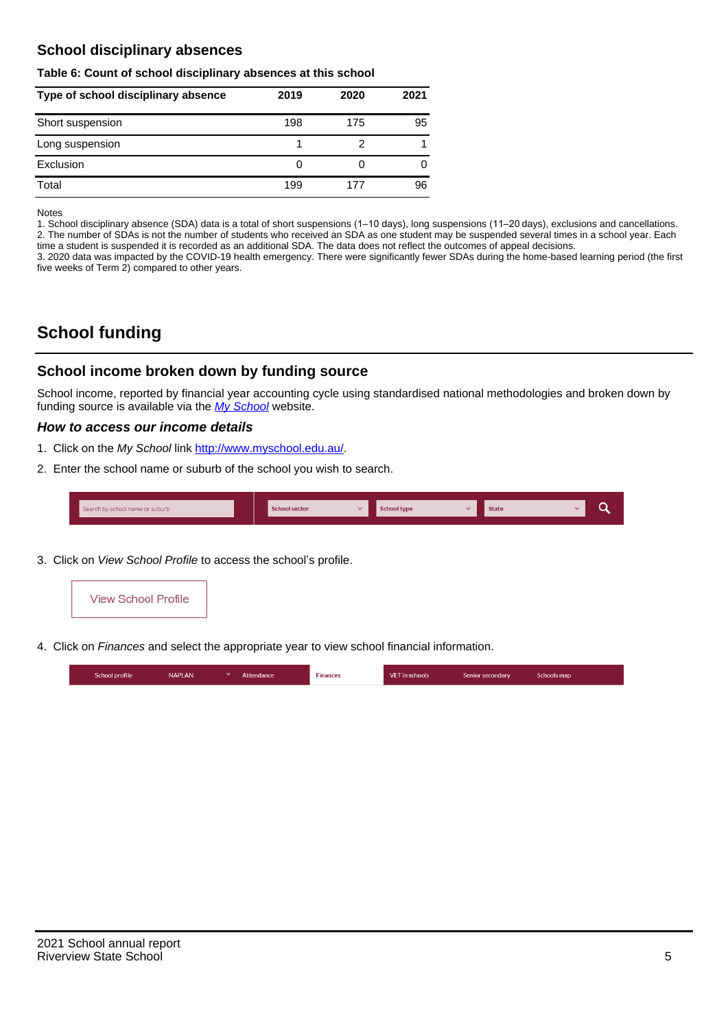## School disciplinary absences

**Table 6: Count of school disciplinary absences at this school**

| Type of school disciplinary absence | 2019 | 2020 | 2021 |
|---|---|---|---|
| Short suspension | 198 | 175 | 95 |
| Long suspension | 1 | 2 | 1 |
| Exclusion | 0 | 0 | 0 |
| Total | 199 | 177 | 96 |

Notes

1. School disciplinary absence (SDA) data is a total of short suspensions (1–10 days), long suspensions (11–20 days), exclusions and cancellations.
2. The number of SDAs is not the number of students who received an SDA as one student may be suspended several times in a school year. Each time a student is suspended it is recorded as an additional SDA. The data does not reflect the outcomes of appeal decisions.
3. 2020 data was impacted by the COVID-19 health emergency. There were significantly fewer SDAs during the home-based learning period (the first five weeks of Term 2) compared to other years.

# School funding

## School income broken down by funding source

School income, reported by financial year accounting cycle using standardised national methodologies and broken down by funding source is available via the *My School* website.

### *How to access our income details*

1. Click on the *My School* link http://www.myschool.edu.au/.
2. Enter the school name or suburb of the school you wish to search.

Search by school name or suburb | School sector | School type | State

3. Click on *View School Profile* to access the school's profile.

View School Profile

4. Click on *Finances* and select the appropriate year to view school financial information.

School profile | NAPLAN | Attendance | Finances | VET in schools | Senior secondary | Schools map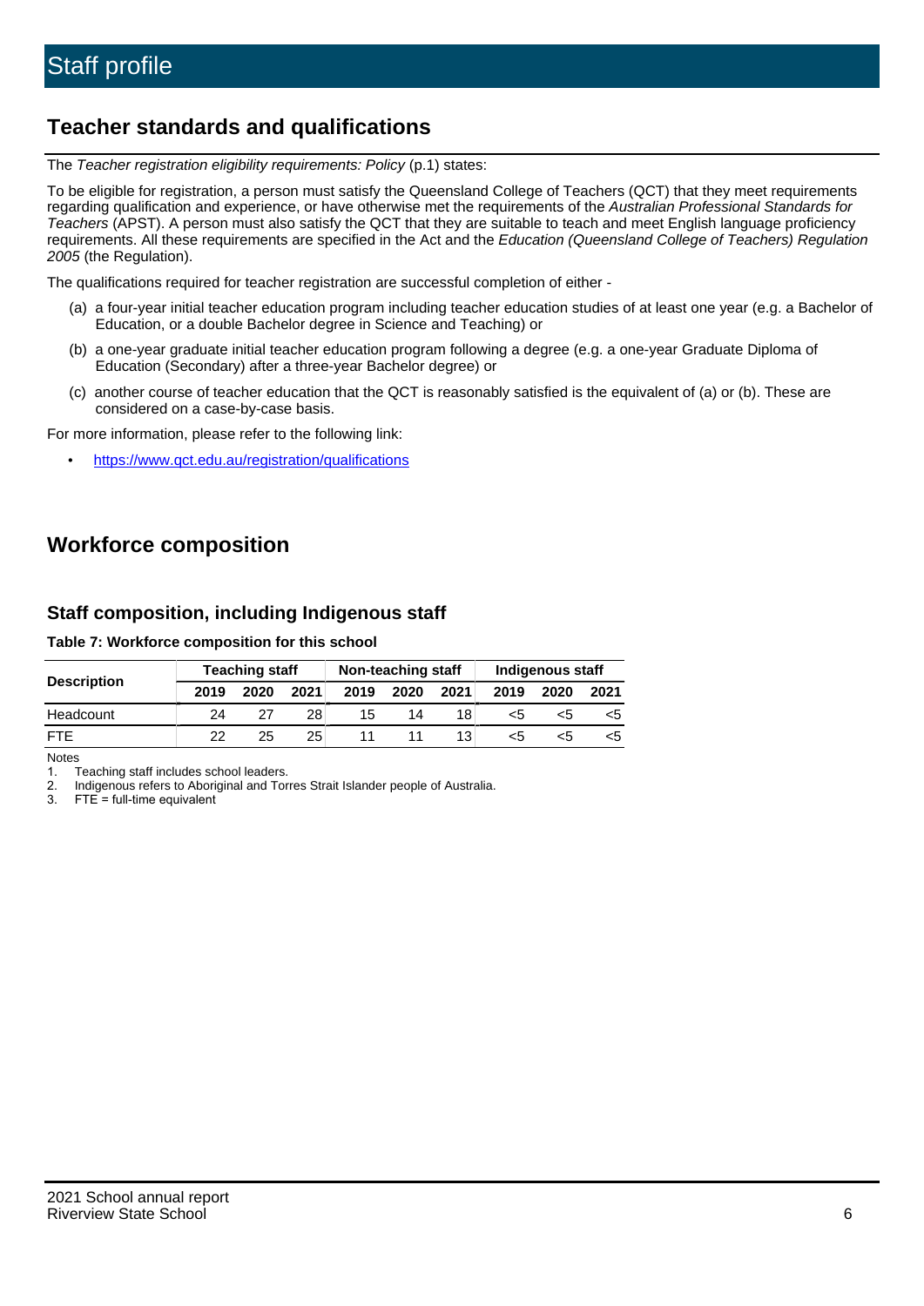# Staff profile

## Teacher standards and qualifications

The *Teacher registration eligibility requirements: Policy* (p.1) states:

To be eligible for registration, a person must satisfy the Queensland College of Teachers (QCT) that they meet requirements regarding qualification and experience, or have otherwise met the requirements of the *Australian Professional Standards for Teachers* (APST). A person must also satisfy the QCT that they are suitable to teach and meet English language proficiency requirements. All these requirements are specified in the Act and the *Education (Queensland College of Teachers) Regulation 2005* (the Regulation).

The qualifications required for teacher registration are successful completion of either -

(a) a four-year initial teacher education program including teacher education studies of at least one year (e.g. a Bachelor of Education, or a double Bachelor degree in Science and Teaching) or

(b) a one-year graduate initial teacher education program following a degree (e.g. a one-year Graduate Diploma of Education (Secondary) after a three-year Bachelor degree) or

(c) another course of teacher education that the QCT is reasonably satisfied is the equivalent of (a) or (b). These are considered on a case-by-case basis.

For more information, please refer to the following link:

- https://www.qct.edu.au/registration/qualifications

## Workforce composition

### Staff composition, including Indigenous staff

**Table 7: Workforce composition for this school**

| Description | Teaching staff | | | Non-teaching staff | | | Indigenous staff | | |
|---|---|---|---|---|---|---|---|---|---|
| | 2019 | 2020 | 2021 | 2019 | 2020 | 2021 | 2019 | 2020 | 2021 |
| Headcount | 24 | 27 | 28 | 15 | 14 | 18 | <5 | <5 | <5 |
| FTE | 22 | 25 | 25 | 11 | 11 | 13 | <5 | <5 | <5 |

Notes

1. Teaching staff includes school leaders.
2. Indigenous refers to Aboriginal and Torres Strait Islander people of Australia.
3. FTE = full-time equivalent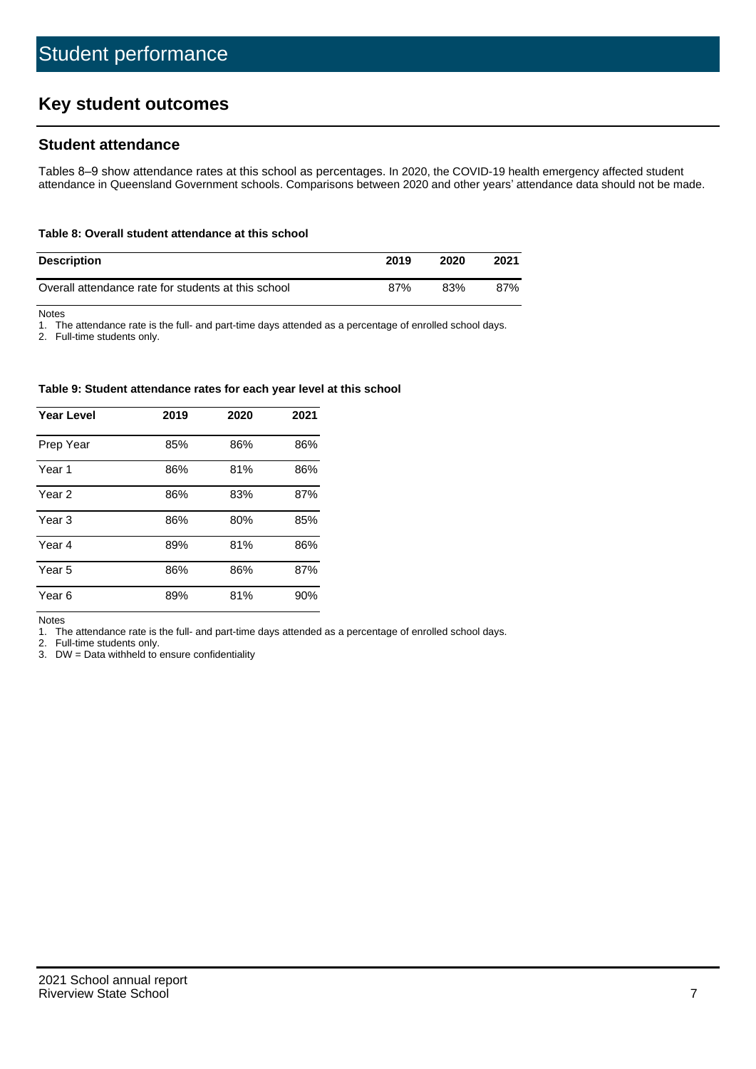# Student performance

## Key student outcomes

### Student attendance

Tables 8–9 show attendance rates at this school as percentages. In 2020, the COVID-19 health emergency affected student attendance in Queensland Government schools. Comparisons between 2020 and other years' attendance data should not be made.

**Table 8: Overall student attendance at this school**

| Description | 2019 | 2020 | 2021 |
|---|---|---|---|
| Overall attendance rate for students at this school | 87% | 83% | 87% |

Notes

1. The attendance rate is the full- and part-time days attended as a percentage of enrolled school days.
2. Full-time students only.

**Table 9: Student attendance rates for each year level at this school**

| Year Level | 2019 | 2020 | 2021 |
|---|---|---|---|
| Prep Year | 85% | 86% | 86% |
| Year 1 | 86% | 81% | 86% |
| Year 2 | 86% | 83% | 87% |
| Year 3 | 86% | 80% | 85% |
| Year 4 | 89% | 81% | 86% |
| Year 5 | 86% | 86% | 87% |
| Year 6 | 89% | 81% | 90% |

Notes

1. The attendance rate is the full- and part-time days attended as a percentage of enrolled school days.
2. Full-time students only.
3. DW = Data withheld to ensure confidentiality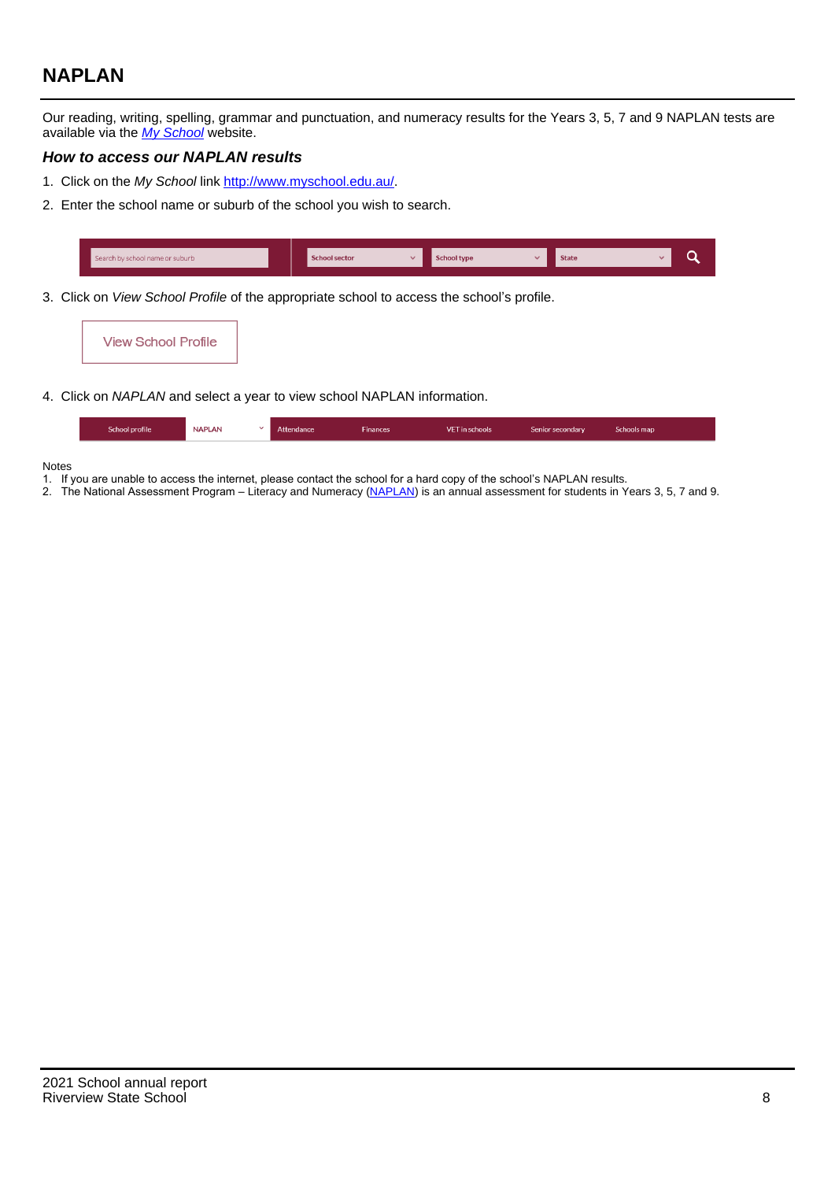## NAPLAN

Our reading, writing, spelling, grammar and punctuation, and numeracy results for the Years 3, 5, 7 and 9 NAPLAN tests are available via the *My School* website.

### *How to access our NAPLAN results*

1. Click on the *My School* link http://www.myschool.edu.au/.
2. Enter the school name or suburb of the school you wish to search.

Search by school name or suburb | School sector | School type | State

3. Click on *View School Profile* of the appropriate school to access the school's profile.

View School Profile

4. Click on *NAPLAN* and select a year to view school NAPLAN information.

School profile | NAPLAN | Attendance | Finances | VET in schools | Senior secondary | Schools map

Notes

1. If you are unable to access the internet, please contact the school for a hard copy of the school's NAPLAN results.
2. The National Assessment Program – Literacy and Numeracy (NAPLAN) is an annual assessment for students in Years 3, 5, 7 and 9.